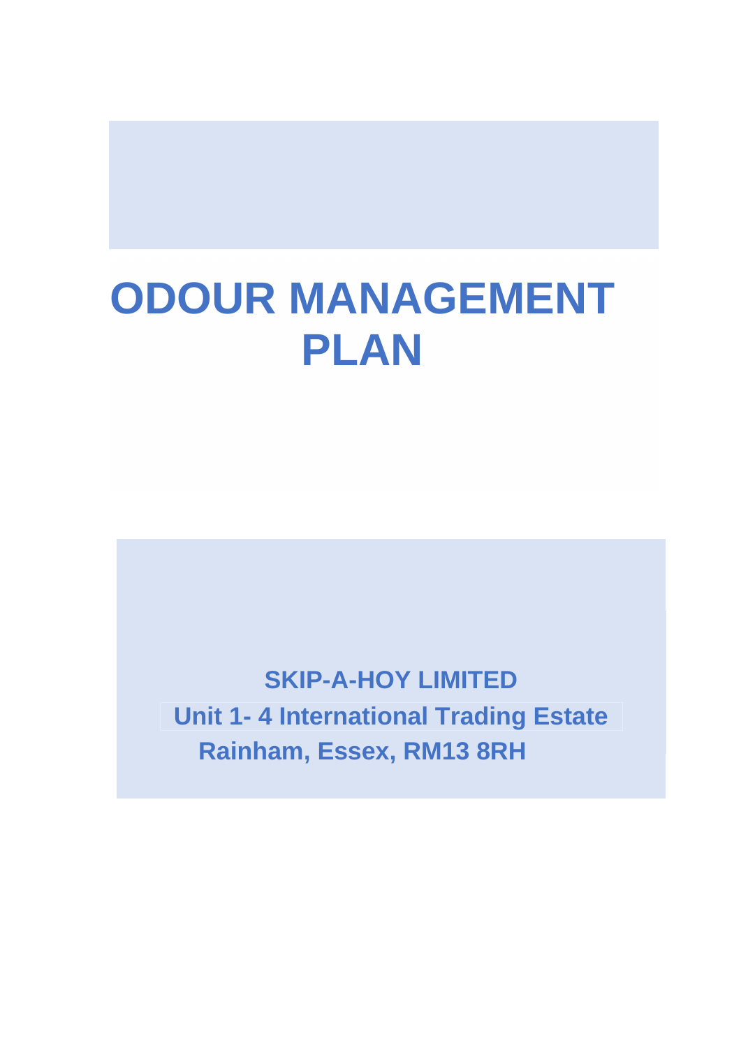# ODOUR MANAGEMENT PLAN

**SKIP-A-HOY LIMITED**

**Unit 1- 4 International Trading Estate**

**Rainham, Essex, RM13 8RH**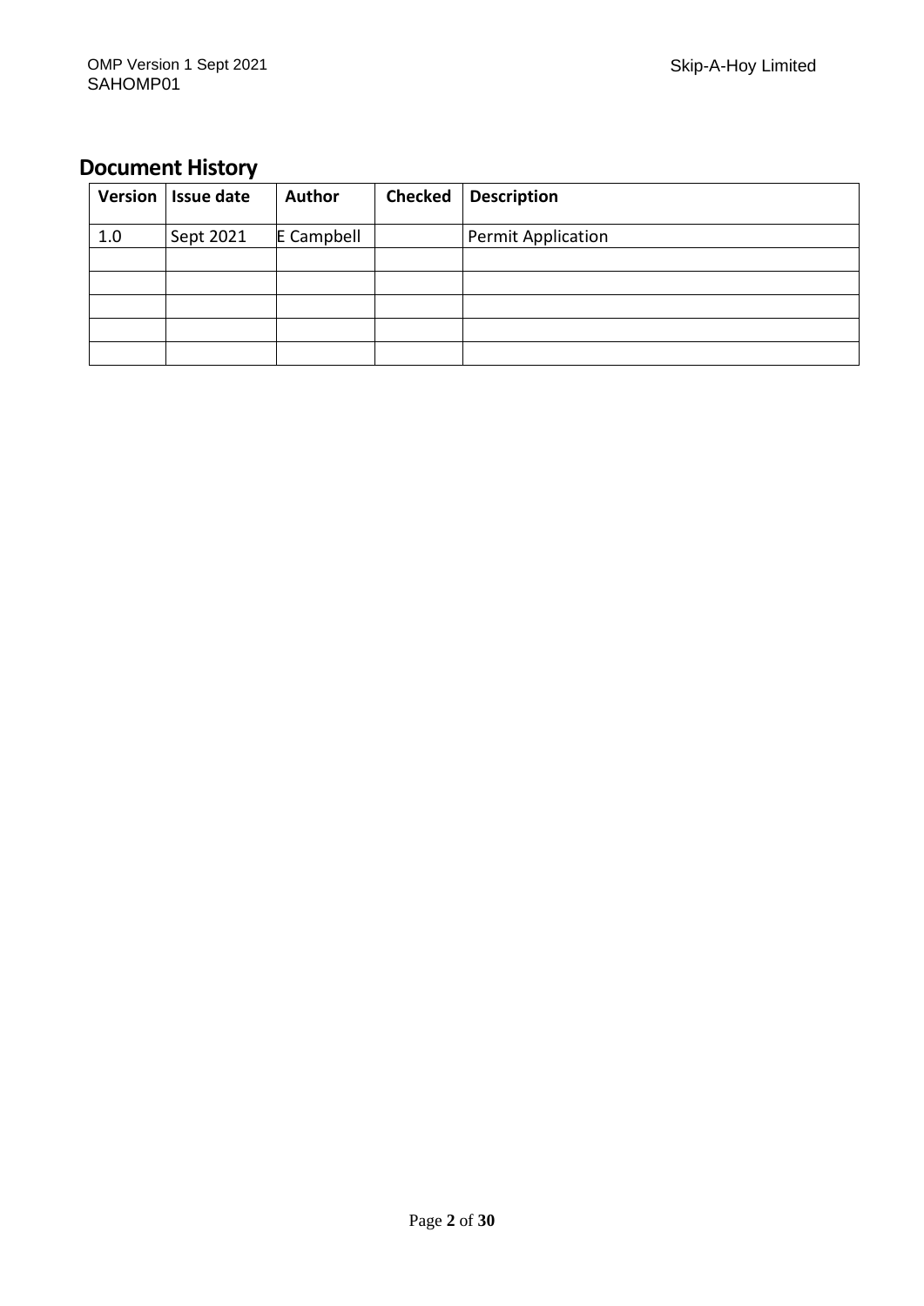## Document History

| Version | Issue date | Author | Checked | Description |
|---|---|---|---|---|
| 1.0 | Sept 2021 | E Campbell | | Permit Application |
| | | | | |
| | | | | |
| | | | | |
| | | | | |
| | | | | |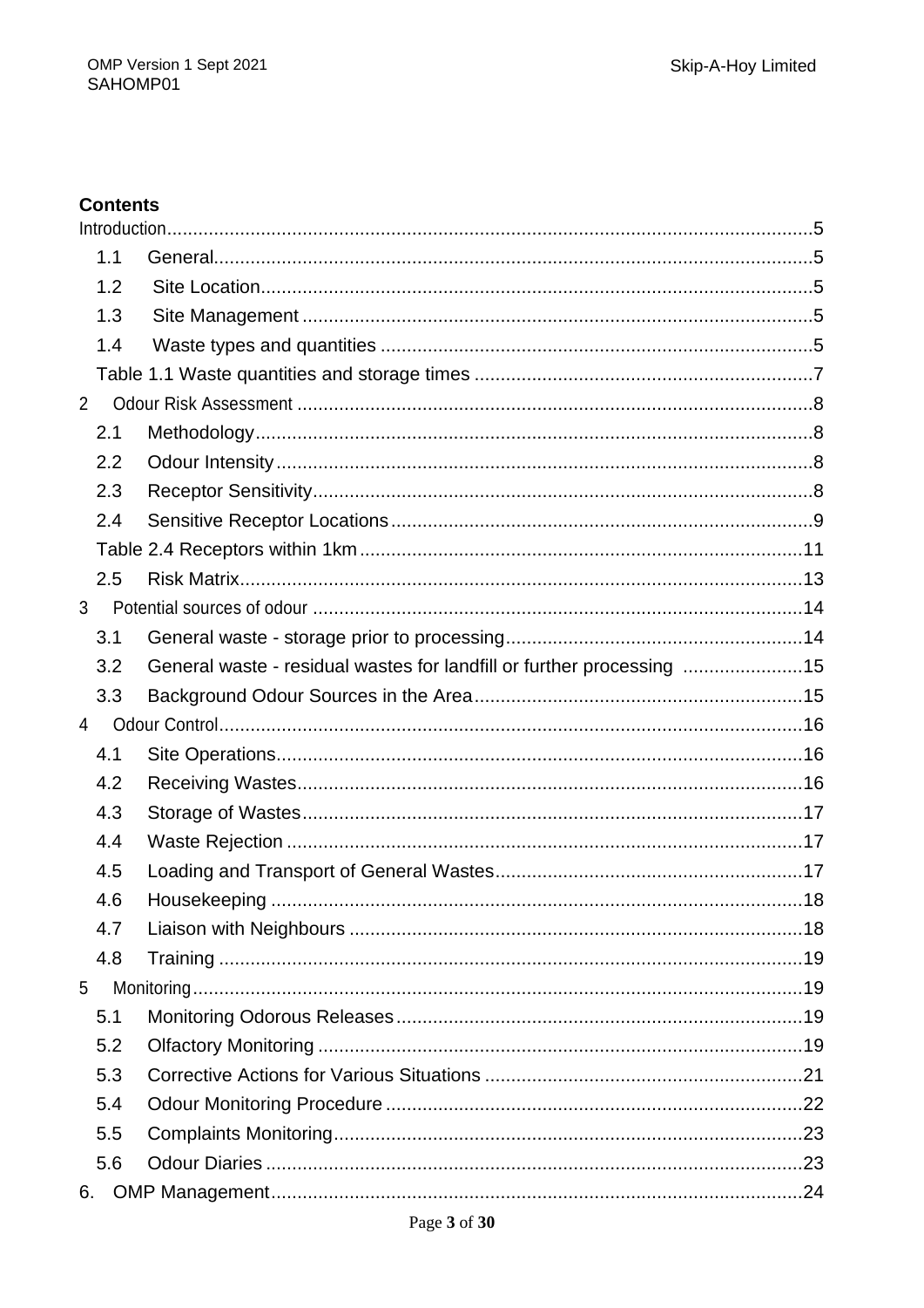**Contents**

Introduction.....5

- 1.1 General.....5
- 1.2 Site Location.....5
- 1.3 Site Management.....5
- 1.4 Waste types and quantities.....5
- Table 1.1 Waste quantities and storage times.....7

2 Odour Risk Assessment.....8

- 2.1 Methodology.....8
- 2.2 Odour Intensity.....8
- 2.3 Receptor Sensitivity.....8
- 2.4 Sensitive Receptor Locations.....9
- Table 2.4 Receptors within 1km.....11
- 2.5 Risk Matrix.....13

3 Potential sources of odour.....14

- 3.1 General waste - storage prior to processing.....14
- 3.2 General waste - residual wastes for landfill or further processing.....15
- 3.3 Background Odour Sources in the Area.....15

4 Odour Control.....16

- 4.1 Site Operations.....16
- 4.2 Receiving Wastes.....16
- 4.3 Storage of Wastes.....17
- 4.4 Waste Rejection.....17
- 4.5 Loading and Transport of General Wastes.....17
- 4.6 Housekeeping.....18
- 4.7 Liaison with Neighbours.....18
- 4.8 Training.....19

5 Monitoring.....19

- 5.1 Monitoring Odorous Releases.....19
- 5.2 Olfactory Monitoring.....19
- 5.3 Corrective Actions for Various Situations.....21
- 5.4 Odour Monitoring Procedure.....22
- 5.5 Complaints Monitoring.....23
- 5.6 Odour Diaries.....23

6. OMP Management.....24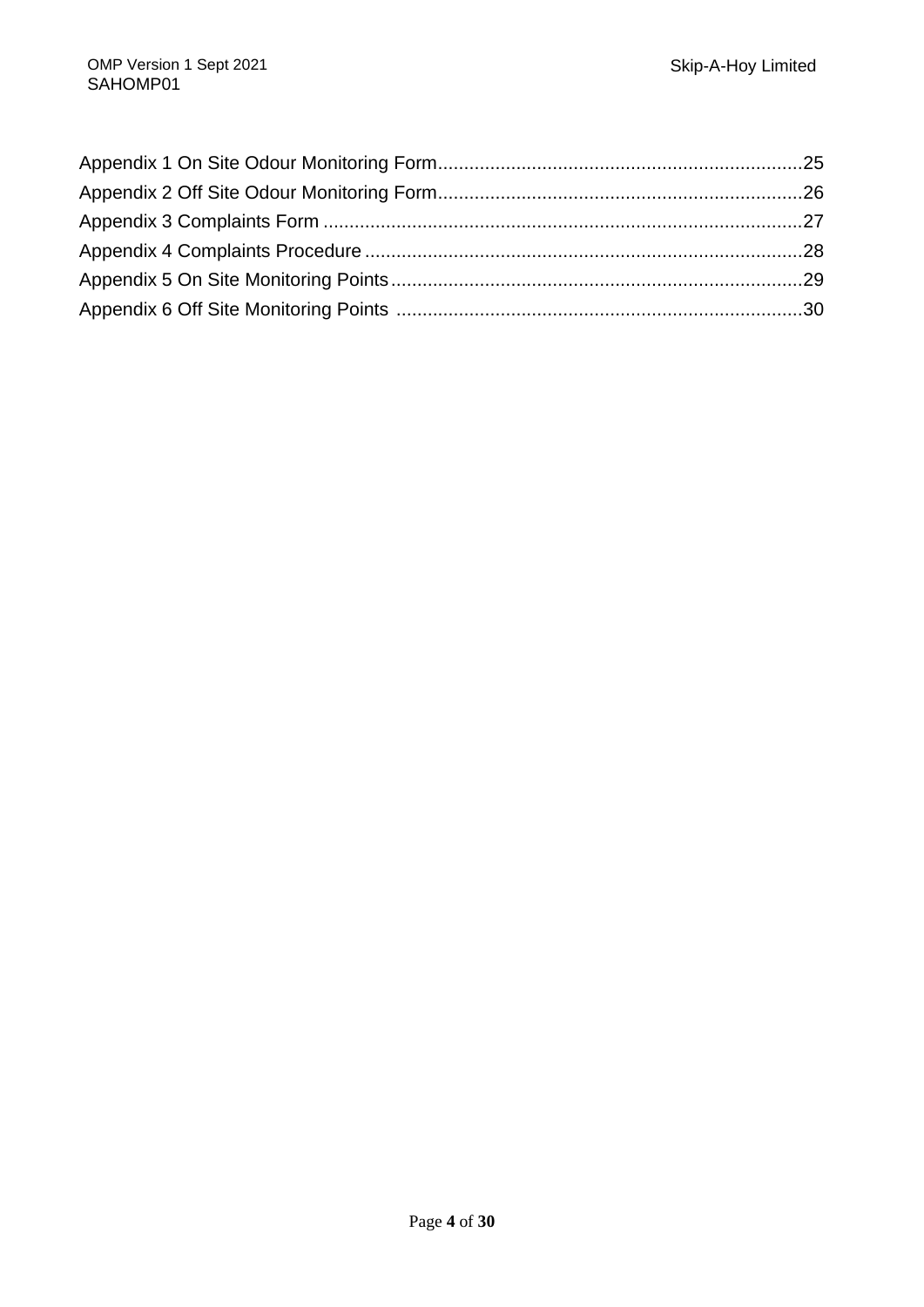Appendix 1 On Site Odour Monitoring Form......................................................................25
Appendix 2 Off Site Odour Monitoring Form......................................................................26
Appendix 3 Complaints Form ...........................................................................................27
Appendix 4 Complaints Procedure ....................................................................................28
Appendix 5 On Site Monitoring Points...............................................................................29
Appendix 6 Off Site Monitoring Points .............................................................................30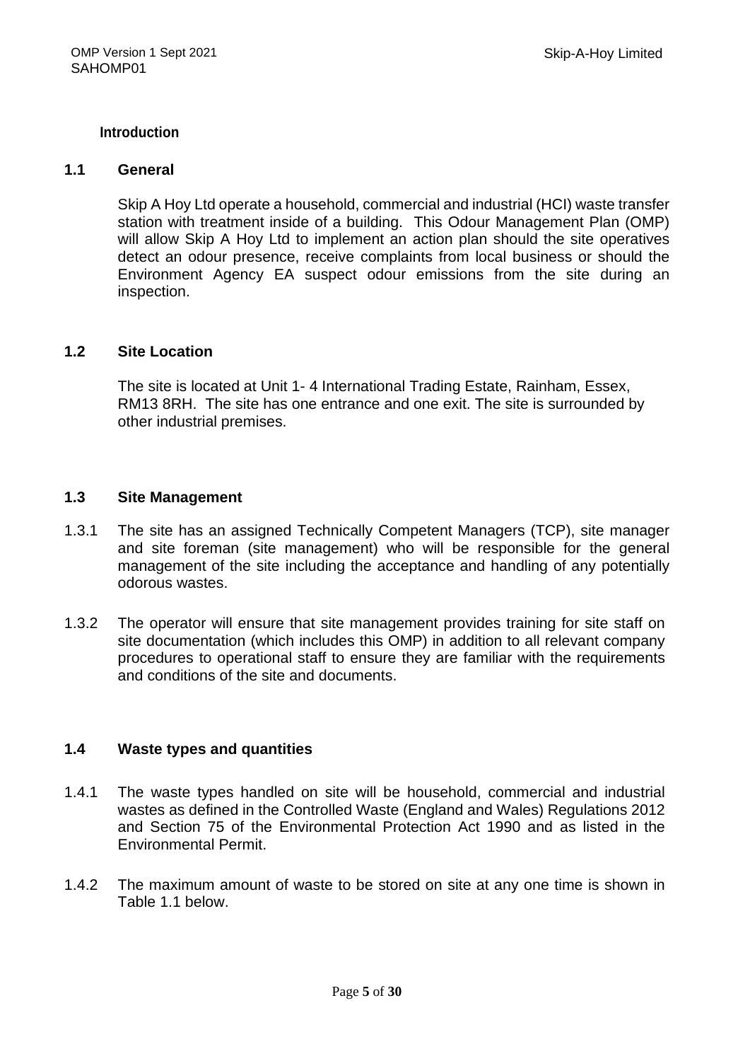# Introduction

## 1.1 General

Skip A Hoy Ltd operate a household, commercial and industrial (HCI) waste transfer station with treatment inside of a building. This Odour Management Plan (OMP) will allow Skip A Hoy Ltd to implement an action plan should the site operatives detect an odour presence, receive complaints from local business or should the Environment Agency EA suspect odour emissions from the site during an inspection.

## 1.2 Site Location

The site is located at Unit 1- 4 International Trading Estate, Rainham, Essex, RM13 8RH. The site has one entrance and one exit. The site is surrounded by other industrial premises.

## 1.3 Site Management

1.3.1 The site has an assigned Technically Competent Managers (TCP), site manager and site foreman (site management) who will be responsible for the general management of the site including the acceptance and handling of any potentially odorous wastes.

1.3.2 The operator will ensure that site management provides training for site staff on site documentation (which includes this OMP) in addition to all relevant company procedures to operational staff to ensure they are familiar with the requirements and conditions of the site and documents.

## 1.4 Waste types and quantities

1.4.1 The waste types handled on site will be household, commercial and industrial wastes as defined in the Controlled Waste (England and Wales) Regulations 2012 and Section 75 of the Environmental Protection Act 1990 and as listed in the Environmental Permit.

1.4.2 The maximum amount of waste to be stored on site at any one time is shown in Table 1.1 below.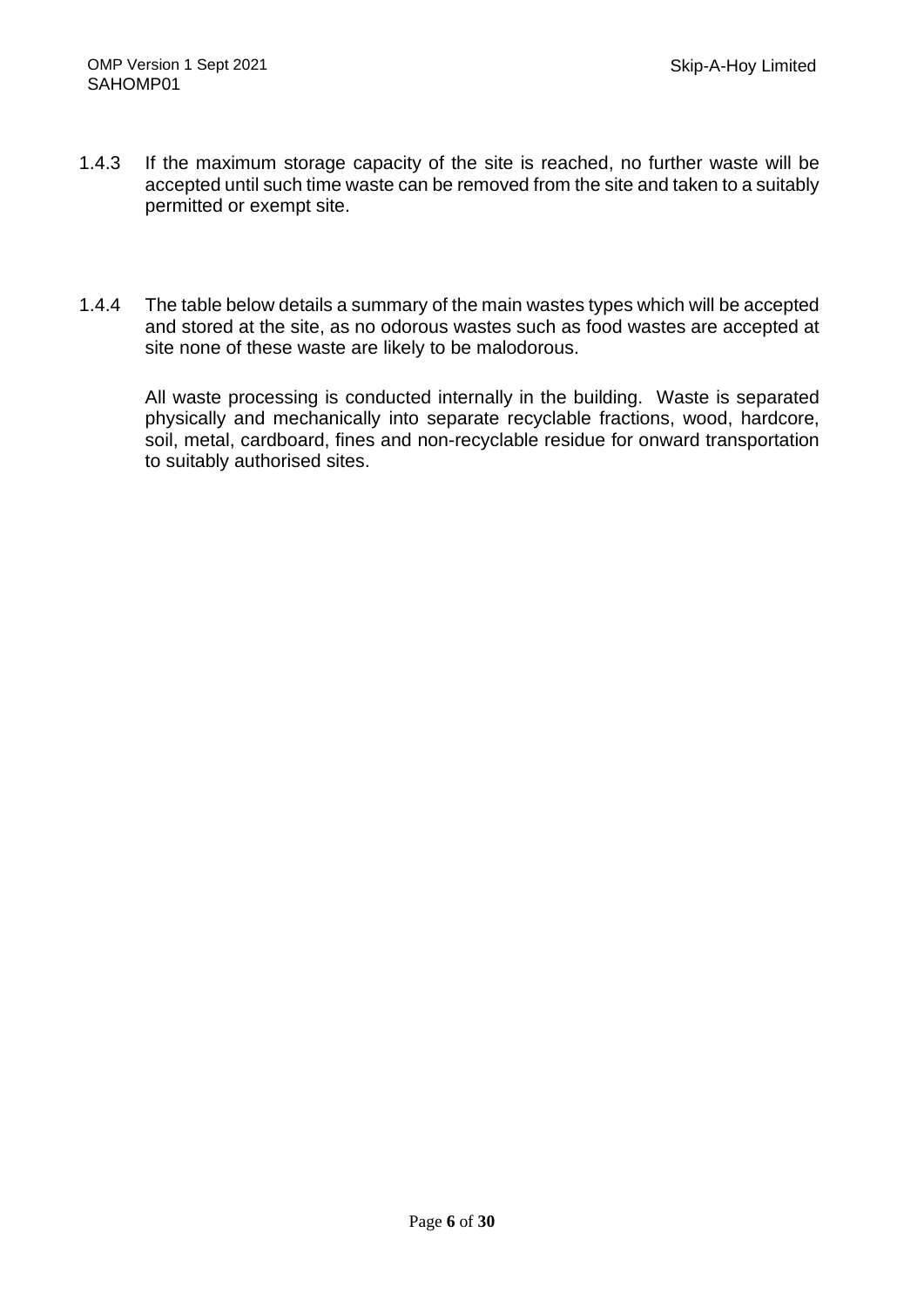1.4.3 If the maximum storage capacity of the site is reached, no further waste will be accepted until such time waste can be removed from the site and taken to a suitably permitted or exempt site.

1.4.4 The table below details a summary of the main wastes types which will be accepted and stored at the site, as no odorous wastes such as food wastes are accepted at site none of these waste are likely to be malodorous.

All waste processing is conducted internally in the building. Waste is separated physically and mechanically into separate recyclable fractions, wood, hardcore, soil, metal, cardboard, fines and non-recyclable residue for onward transportation to suitably authorised sites.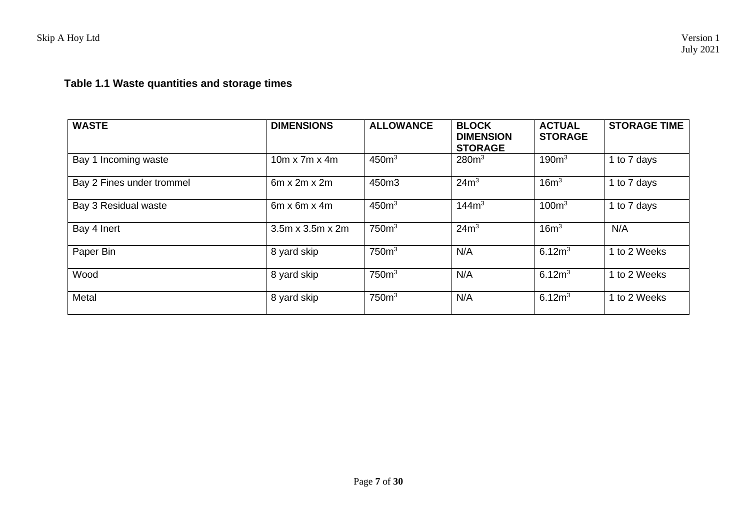**Table 1.1 Waste quantities and storage times**

| WASTE | DIMENSIONS | ALLOWANCE | BLOCK DIMENSION STORAGE | ACTUAL STORAGE | STORAGE TIME |
|---|---|---|---|---|---|
| Bay 1 Incoming waste | 10m x 7m x 4m | $450m^3$ | $280m^3$ | $190m^3$ | 1 to 7 days |
| Bay 2 Fines under trommel | 6m x 2m x 2m | 450m3 | $24m^3$ | $16m^3$ | 1 to 7 days |
| Bay 3 Residual waste | 6m x 6m x 4m | $450m^3$ | $144m^3$ | $100m^3$ | 1 to 7 days |
| Bay 4 Inert | 3.5m x 3.5m x 2m | $750m^3$ | $24m^3$ | $16m^3$ | N/A |
| Paper Bin | 8 yard skip | $750m^3$ | N/A | $6.12m^3$ | 1 to 2 Weeks |
| Wood | 8 yard skip | $750m^3$ | N/A | $6.12m^3$ | 1 to 2 Weeks |
| Metal | 8 yard skip | $750m^3$ | N/A | $6.12m^3$ | 1 to 2 Weeks |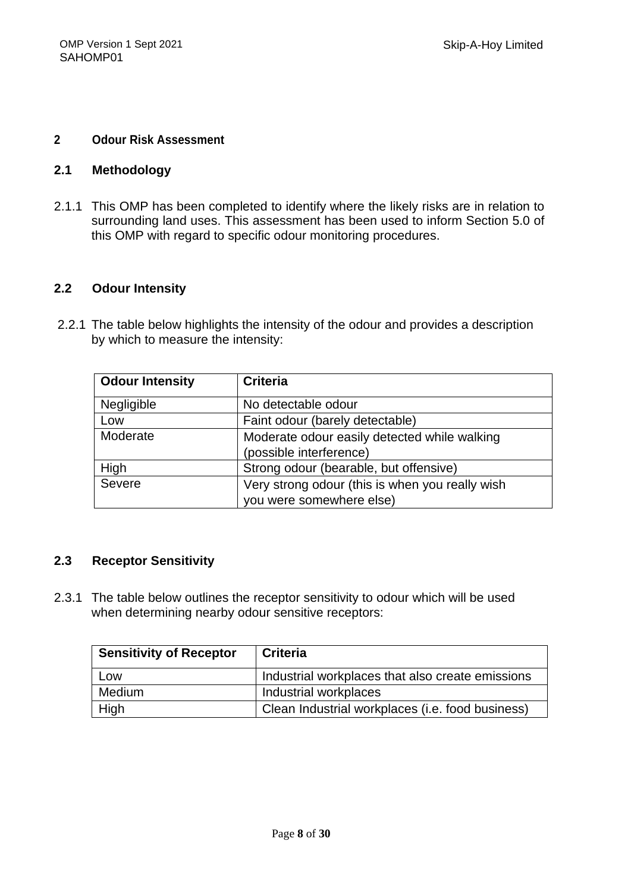# 2 Odour Risk Assessment

## 2.1 Methodology

2.1.1 This OMP has been completed to identify where the likely risks are in relation to surrounding land uses. This assessment has been used to inform Section 5.0 of this OMP with regard to specific odour monitoring procedures.

## 2.2 Odour Intensity

2.2.1 The table below highlights the intensity of the odour and provides a description by which to measure the intensity:

| Odour Intensity | Criteria |
|---|---|
| Negligible | No detectable odour |
| Low | Faint odour (barely detectable) |
| Moderate | Moderate odour easily detected while walking (possible interference) |
| High | Strong odour (bearable, but offensive) |
| Severe | Very strong odour (this is when you really wish you were somewhere else) |

## 2.3 Receptor Sensitivity

2.3.1 The table below outlines the receptor sensitivity to odour which will be used when determining nearby odour sensitive receptors:

| Sensitivity of Receptor | Criteria |
|---|---|
| Low | Industrial workplaces that also create emissions |
| Medium | Industrial workplaces |
| High | Clean Industrial workplaces (i.e. food business) |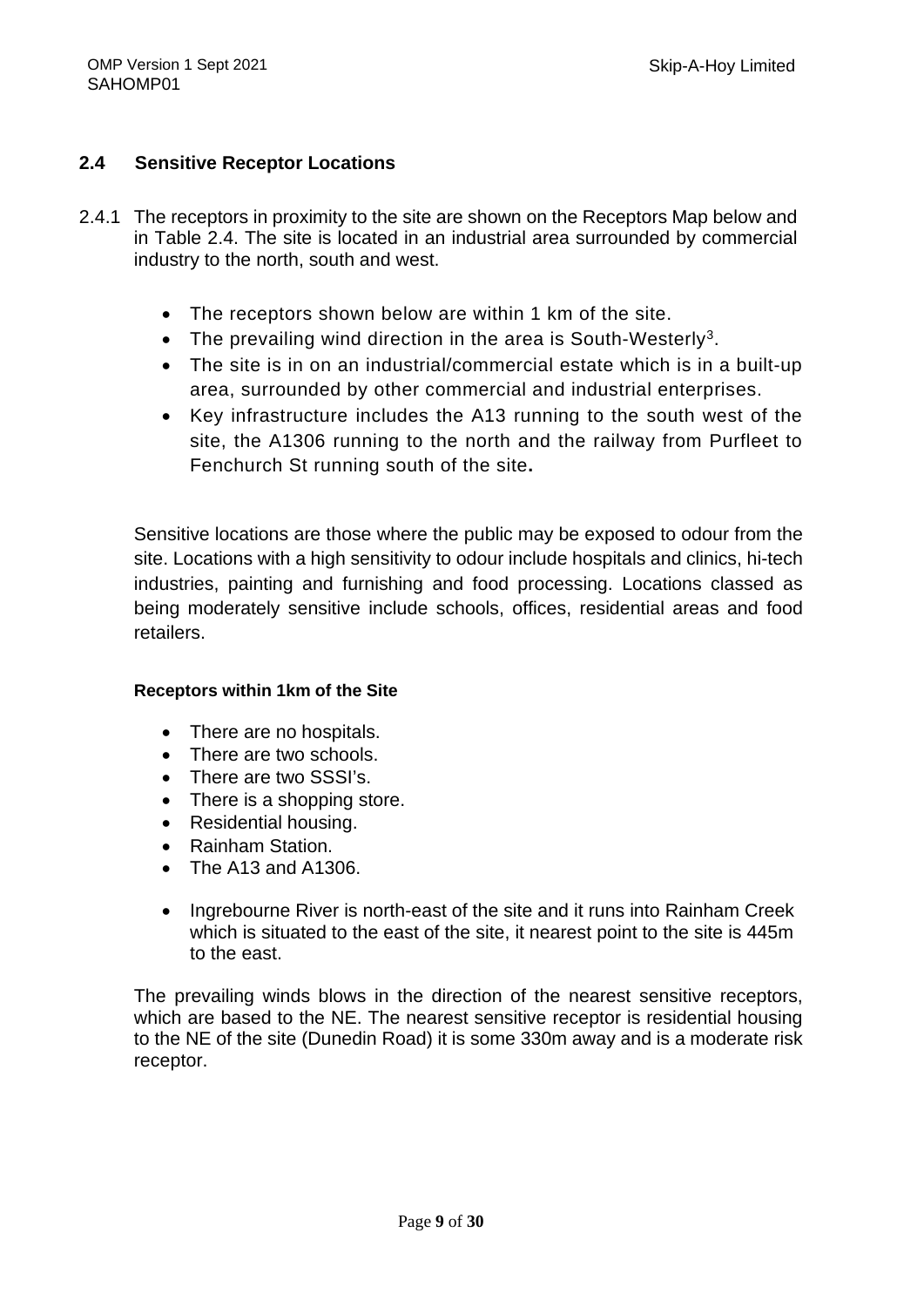## 2.4 Sensitive Receptor Locations

2.4.1 The receptors in proximity to the site are shown on the Receptors Map below and in Table 2.4. The site is located in an industrial area surrounded by commercial industry to the north, south and west.

- The receptors shown below are within 1 km of the site.
- The prevailing wind direction in the area is South-Westerly[3].
- The site is in on an industrial/commercial estate which is in a built-up area, surrounded by other commercial and industrial enterprises.
- Key infrastructure includes the A13 running to the south west of the site, the A1306 running to the north and the railway from Purfleet to Fenchurch St running south of the site**.**

Sensitive locations are those where the public may be exposed to odour from the site. Locations with a high sensitivity to odour include hospitals and clinics, hi-tech industries, painting and furnishing and food processing. Locations classed as being moderately sensitive include schools, offices, residential areas and food retailers.

**Receptors within 1km of the Site**

- There are no hospitals.
- There are two schools.
- There are two SSSI's.
- There is a shopping store.
- Residential housing.
- Rainham Station.
- The A13 and A1306.

- Ingrebourne River is north-east of the site and it runs into Rainham Creek which is situated to the east of the site, it nearest point to the site is 445m to the east.

The prevailing winds blows in the direction of the nearest sensitive receptors, which are based to the NE. The nearest sensitive receptor is residential housing to the NE of the site (Dunedin Road) it is some 330m away and is a moderate risk receptor.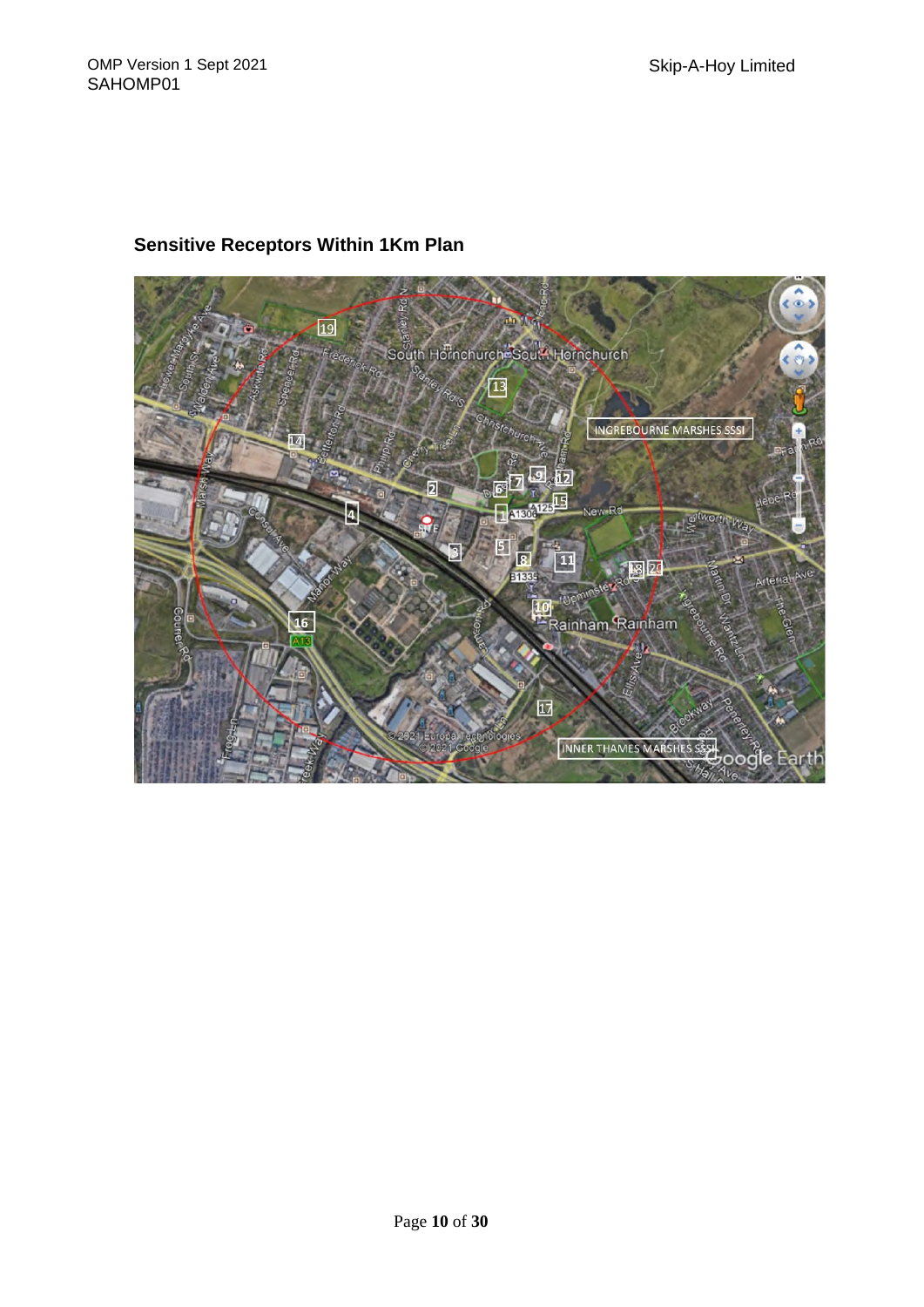## Sensitive Receptors Within 1Km Plan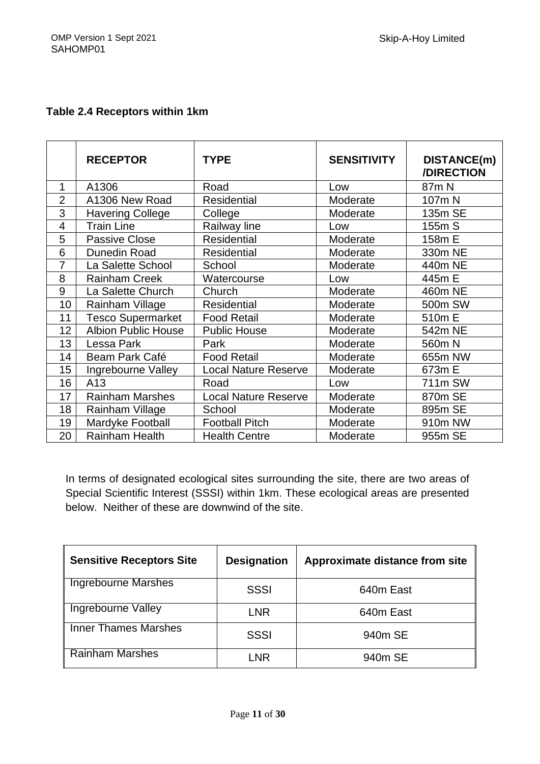**Table 2.4 Receptors within 1km**

| | RECEPTOR | TYPE | SENSITIVITY | DISTANCE(m) /DIRECTION |
|---|---|---|---|---|
| 1 | A1306 | Road | Low | 87m N |
| 2 | A1306 New Road | Residential | Moderate | 107m N |
| 3 | Havering College | College | Moderate | 135m SE |
| 4 | Train Line | Railway line | Low | 155m S |
| 5 | Passive Close | Residential | Moderate | 158m E |
| 6 | Dunedin Road | Residential | Moderate | 330m NE |
| 7 | La Salette School | School | Moderate | 440m NE |
| 8 | Rainham Creek | Watercourse | Low | 445m E |
| 9 | La Salette Church | Church | Moderate | 460m NE |
| 10 | Rainham Village | Residential | Moderate | 500m SW |
| 11 | Tesco Supermarket | Food Retail | Moderate | 510m E |
| 12 | Albion Public House | Public House | Moderate | 542m NE |
| 13 | Lessa Park | Park | Moderate | 560m N |
| 14 | Beam Park Café | Food Retail | Moderate | 655m NW |
| 15 | Ingrebourne Valley | Local Nature Reserve | Moderate | 673m E |
| 16 | A13 | Road | Low | 711m SW |
| 17 | Rainham Marshes | Local Nature Reserve | Moderate | 870m SE |
| 18 | Rainham Village | School | Moderate | 895m SE |
| 19 | Mardyke Football | Football Pitch | Moderate | 910m NW |
| 20 | Rainham Health | Health Centre | Moderate | 955m SE |

In terms of designated ecological sites surrounding the site, there are two areas of Special Scientific Interest (SSSI) within 1km. These ecological areas are presented below. Neither of these are downwind of the site.

| Sensitive Receptors Site | Designation | Approximate distance from site |
|---|---|---|
| Ingrebourne Marshes | SSSI | 640m East |
| Ingrebourne Valley | LNR | 640m East |
| Inner Thames Marshes | SSSI | 940m SE |
| Rainham Marshes | LNR | 940m SE |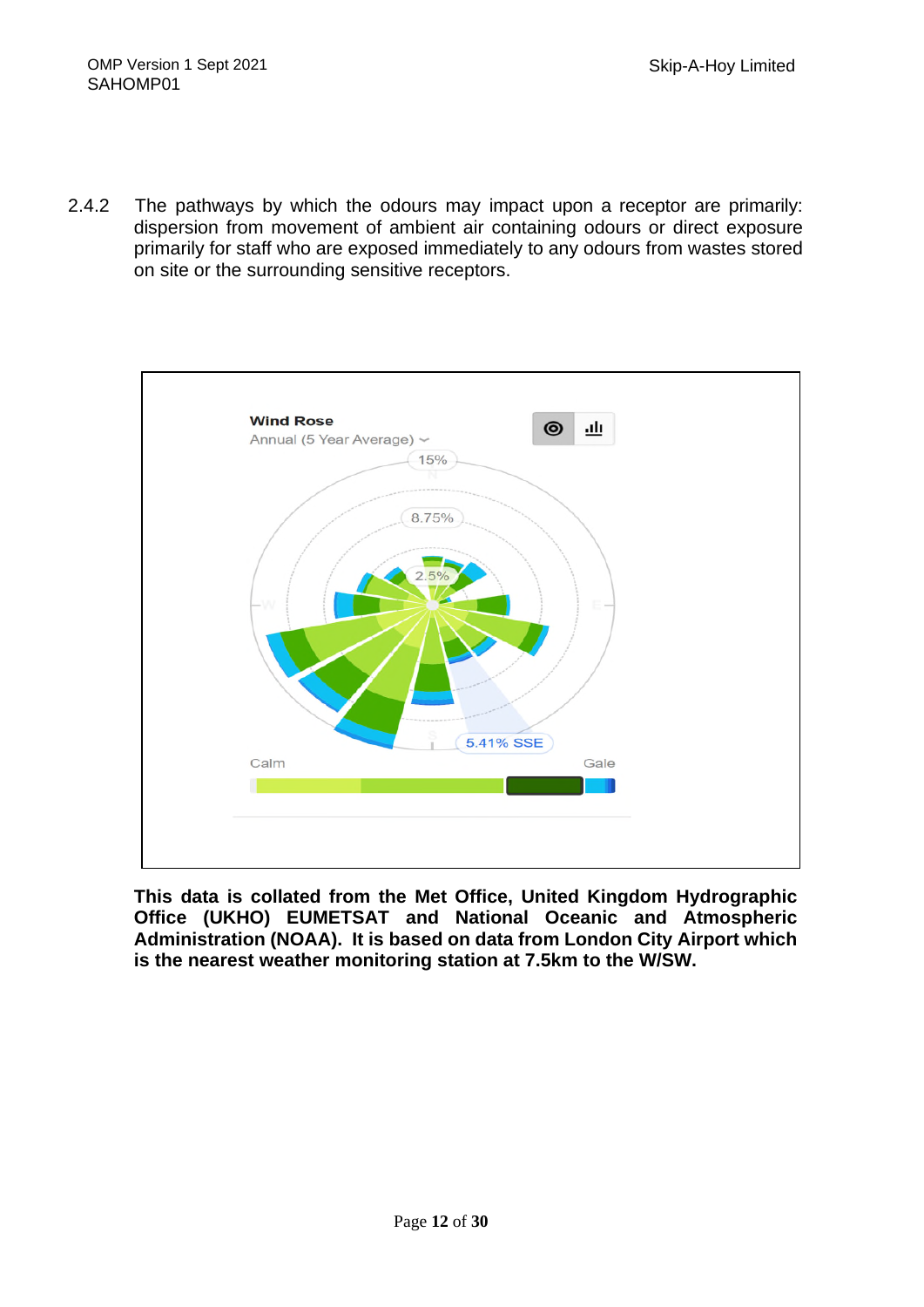2.4.2 The pathways by which the odours may impact upon a receptor are primarily: dispersion from movement of ambient air containing odours or direct exposure primarily for staff who are exposed immediately to any odours from wastes stored on site or the surrounding sensitive receptors.

**This data is collated from the Met Office, United Kingdom Hydrographic Office (UKHO) EUMETSAT and National Oceanic and Atmospheric Administration (NOAA). It is based on data from London City Airport which is the nearest weather monitoring station at 7.5km to the W/SW.**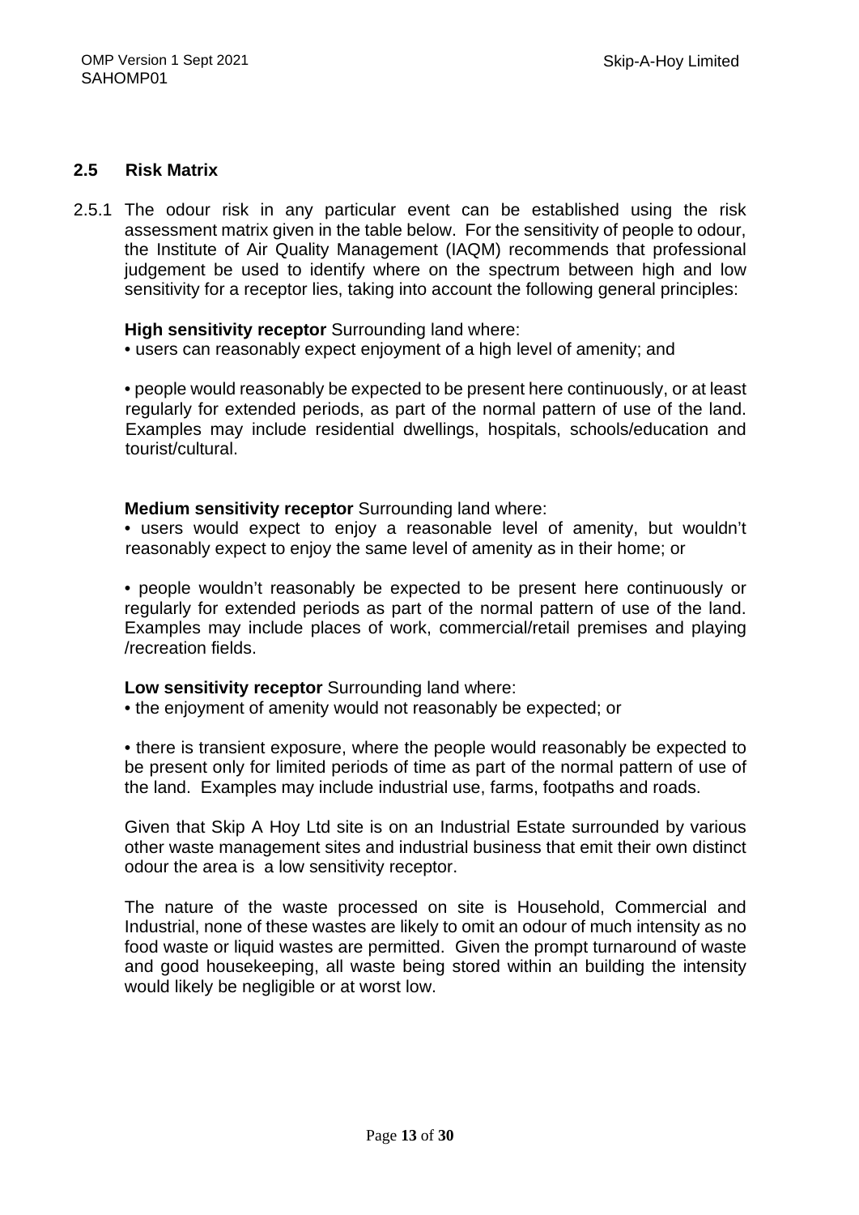## 2.5 Risk Matrix

2.5.1 The odour risk in any particular event can be established using the risk assessment matrix given in the table below. For the sensitivity of people to odour, the Institute of Air Quality Management (IAQM) recommends that professional judgement be used to identify where on the spectrum between high and low sensitivity for a receptor lies, taking into account the following general principles:

**High sensitivity receptor** Surrounding land where:

• users can reasonably expect enjoyment of a high level of amenity; and

• people would reasonably be expected to be present here continuously, or at least regularly for extended periods, as part of the normal pattern of use of the land. Examples may include residential dwellings, hospitals, schools/education and tourist/cultural.

**Medium sensitivity receptor** Surrounding land where:

• users would expect to enjoy a reasonable level of amenity, but wouldn't reasonably expect to enjoy the same level of amenity as in their home; or

• people wouldn't reasonably be expected to be present here continuously or regularly for extended periods as part of the normal pattern of use of the land. Examples may include places of work, commercial/retail premises and playing /recreation fields.

**Low sensitivity receptor** Surrounding land where:

• the enjoyment of amenity would not reasonably be expected; or

• there is transient exposure, where the people would reasonably be expected to be present only for limited periods of time as part of the normal pattern of use of the land. Examples may include industrial use, farms, footpaths and roads.

Given that Skip A Hoy Ltd site is on an Industrial Estate surrounded by various other waste management sites and industrial business that emit their own distinct odour the area is a low sensitivity receptor.

The nature of the waste processed on site is Household, Commercial and Industrial, none of these wastes are likely to omit an odour of much intensity as no food waste or liquid wastes are permitted. Given the prompt turnaround of waste and good housekeeping, all waste being stored within an building the intensity would likely be negligible or at worst low.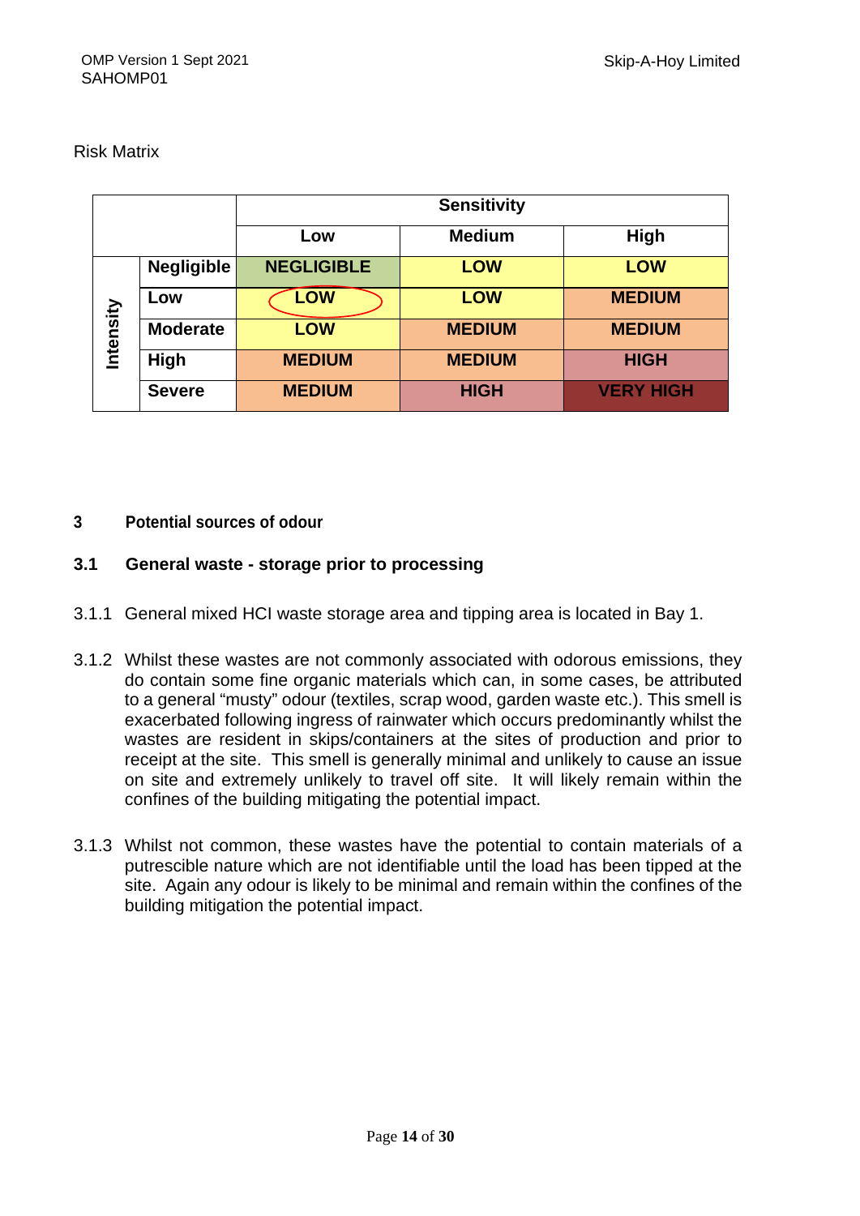Risk Matrix

| | | Sensitivity | | |
|---|---|---|---|---|
| | | Low | Medium | High |
| Intensity | Negligible | NEGLIGIBLE | LOW | LOW |
| | Low | LOW | LOW | MEDIUM |
| | Moderate | LOW | MEDIUM | MEDIUM |
| | High | MEDIUM | MEDIUM | HIGH |
| | Severe | MEDIUM | HIGH | VERY HIGH |

## 3 Potential sources of odour

### 3.1 General waste - storage prior to processing

3.1.1 General mixed HCI waste storage area and tipping area is located in Bay 1.

3.1.2 Whilst these wastes are not commonly associated with odorous emissions, they do contain some fine organic materials which can, in some cases, be attributed to a general "musty" odour (textiles, scrap wood, garden waste etc.). This smell is exacerbated following ingress of rainwater which occurs predominantly whilst the wastes are resident in skips/containers at the sites of production and prior to receipt at the site. This smell is generally minimal and unlikely to cause an issue on site and extremely unlikely to travel off site. It will likely remain within the confines of the building mitigating the potential impact.

3.1.3 Whilst not common, these wastes have the potential to contain materials of a putrescible nature which are not identifiable until the load has been tipped at the site. Again any odour is likely to be minimal and remain within the confines of the building mitigation the potential impact.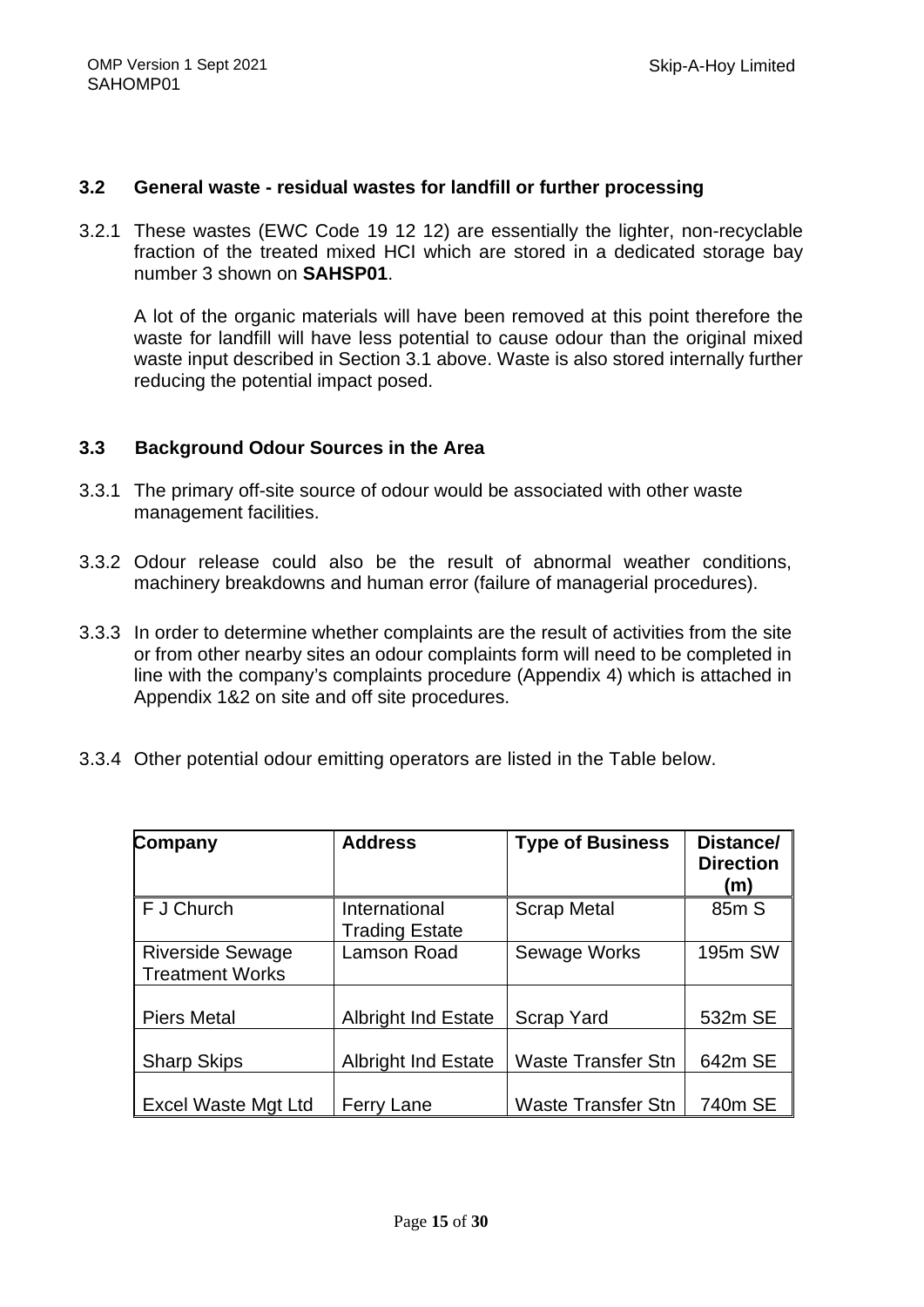### 3.2 General waste - residual wastes for landfill or further processing

3.2.1 These wastes (EWC Code 19 12 12) are essentially the lighter, non-recyclable fraction of the treated mixed HCI which are stored in a dedicated storage bay number 3 shown on **SAHSP01**.

A lot of the organic materials will have been removed at this point therefore the waste for landfill will have less potential to cause odour than the original mixed waste input described in Section 3.1 above. Waste is also stored internally further reducing the potential impact posed.

### 3.3 Background Odour Sources in the Area

3.3.1 The primary off-site source of odour would be associated with other waste management facilities.

3.3.2 Odour release could also be the result of abnormal weather conditions, machinery breakdowns and human error (failure of managerial procedures).

3.3.3 In order to determine whether complaints are the result of activities from the site or from other nearby sites an odour complaints form will need to be completed in line with the company's complaints procedure (Appendix 4) which is attached in Appendix 1&2 on site and off site procedures.

3.3.4 Other potential odour emitting operators are listed in the Table below.

| Company | Address | Type of Business | Distance/ Direction (m) |
| --- | --- | --- | --- |
| F J Church | International Trading Estate | Scrap Metal | 85m S |
| Riverside Sewage Treatment Works | Lamson Road | Sewage Works | 195m SW |
| Piers Metal | Albright Ind Estate | Scrap Yard | 532m SE |
| Sharp Skips | Albright Ind Estate | Waste Transfer Stn | 642m SE |
| Excel Waste Mgt Ltd | Ferry Lane | Waste Transfer Stn | 740m SE |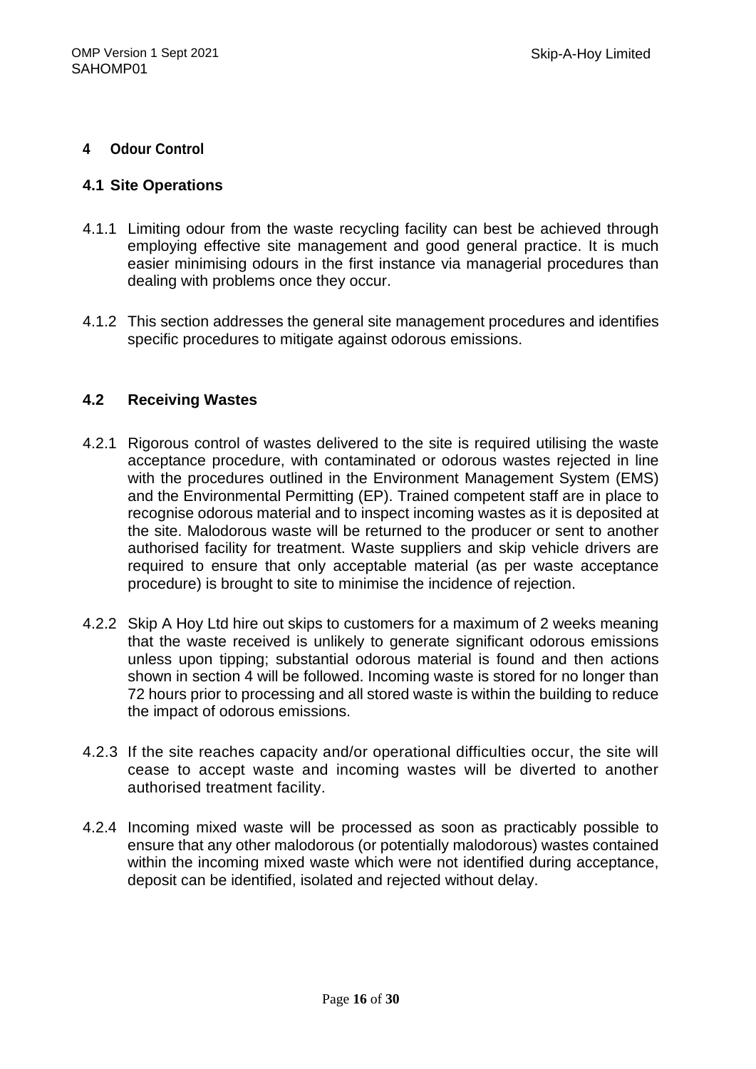# 4 Odour Control

## 4.1 Site Operations

4.1.1 Limiting odour from the waste recycling facility can best be achieved through employing effective site management and good general practice. It is much easier minimising odours in the first instance via managerial procedures than dealing with problems once they occur.

4.1.2 This section addresses the general site management procedures and identifies specific procedures to mitigate against odorous emissions.

## 4.2 Receiving Wastes

4.2.1 Rigorous control of wastes delivered to the site is required utilising the waste acceptance procedure, with contaminated or odorous wastes rejected in line with the procedures outlined in the Environment Management System (EMS) and the Environmental Permitting (EP). Trained competent staff are in place to recognise odorous material and to inspect incoming wastes as it is deposited at the site. Malodorous waste will be returned to the producer or sent to another authorised facility for treatment. Waste suppliers and skip vehicle drivers are required to ensure that only acceptable material (as per waste acceptance procedure) is brought to site to minimise the incidence of rejection.

4.2.2 Skip A Hoy Ltd hire out skips to customers for a maximum of 2 weeks meaning that the waste received is unlikely to generate significant odorous emissions unless upon tipping; substantial odorous material is found and then actions shown in section 4 will be followed. Incoming waste is stored for no longer than 72 hours prior to processing and all stored waste is within the building to reduce the impact of odorous emissions.

4.2.3 If the site reaches capacity and/or operational difficulties occur, the site will cease to accept waste and incoming wastes will be diverted to another authorised treatment facility.

4.2.4 Incoming mixed waste will be processed as soon as practicably possible to ensure that any other malodorous (or potentially malodorous) wastes contained within the incoming mixed waste which were not identified during acceptance, deposit can be identified, isolated and rejected without delay.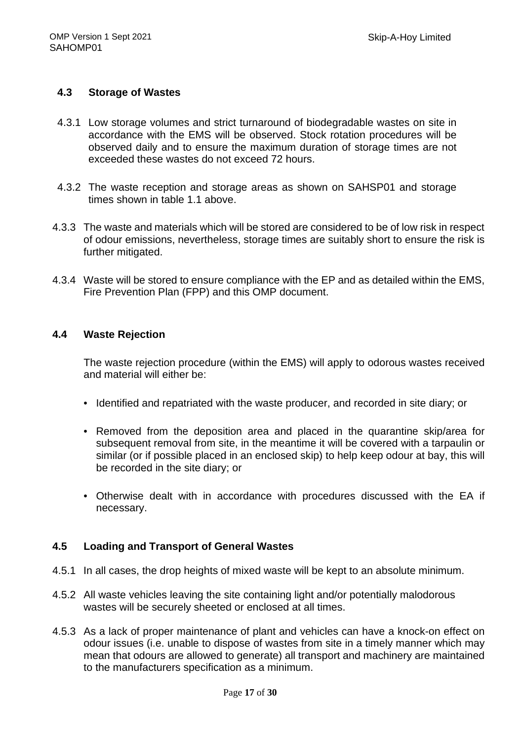### 4.3 Storage of Wastes

4.3.1 Low storage volumes and strict turnaround of biodegradable wastes on site in accordance with the EMS will be observed. Stock rotation procedures will be observed daily and to ensure the maximum duration of storage times are not exceeded these wastes do not exceed 72 hours.

4.3.2 The waste reception and storage areas as shown on SAHSP01 and storage times shown in table 1.1 above.

4.3.3 The waste and materials which will be stored are considered to be of low risk in respect of odour emissions, nevertheless, storage times are suitably short to ensure the risk is further mitigated.

4.3.4 Waste will be stored to ensure compliance with the EP and as detailed within the EMS, Fire Prevention Plan (FPP) and this OMP document.

### 4.4 Waste Rejection

The waste rejection procedure (within the EMS) will apply to odorous wastes received and material will either be:

- Identified and repatriated with the waste producer, and recorded in site diary; or
- Removed from the deposition area and placed in the quarantine skip/area for subsequent removal from site, in the meantime it will be covered with a tarpaulin or similar (or if possible placed in an enclosed skip) to help keep odour at bay, this will be recorded in the site diary; or
- Otherwise dealt with in accordance with procedures discussed with the EA if necessary.

### 4.5 Loading and Transport of General Wastes

4.5.1 In all cases, the drop heights of mixed waste will be kept to an absolute minimum.

4.5.2 All waste vehicles leaving the site containing light and/or potentially malodorous wastes will be securely sheeted or enclosed at all times.

4.5.3 As a lack of proper maintenance of plant and vehicles can have a knock-on effect on odour issues (i.e. unable to dispose of wastes from site in a timely manner which may mean that odours are allowed to generate) all transport and machinery are maintained to the manufacturers specification as a minimum.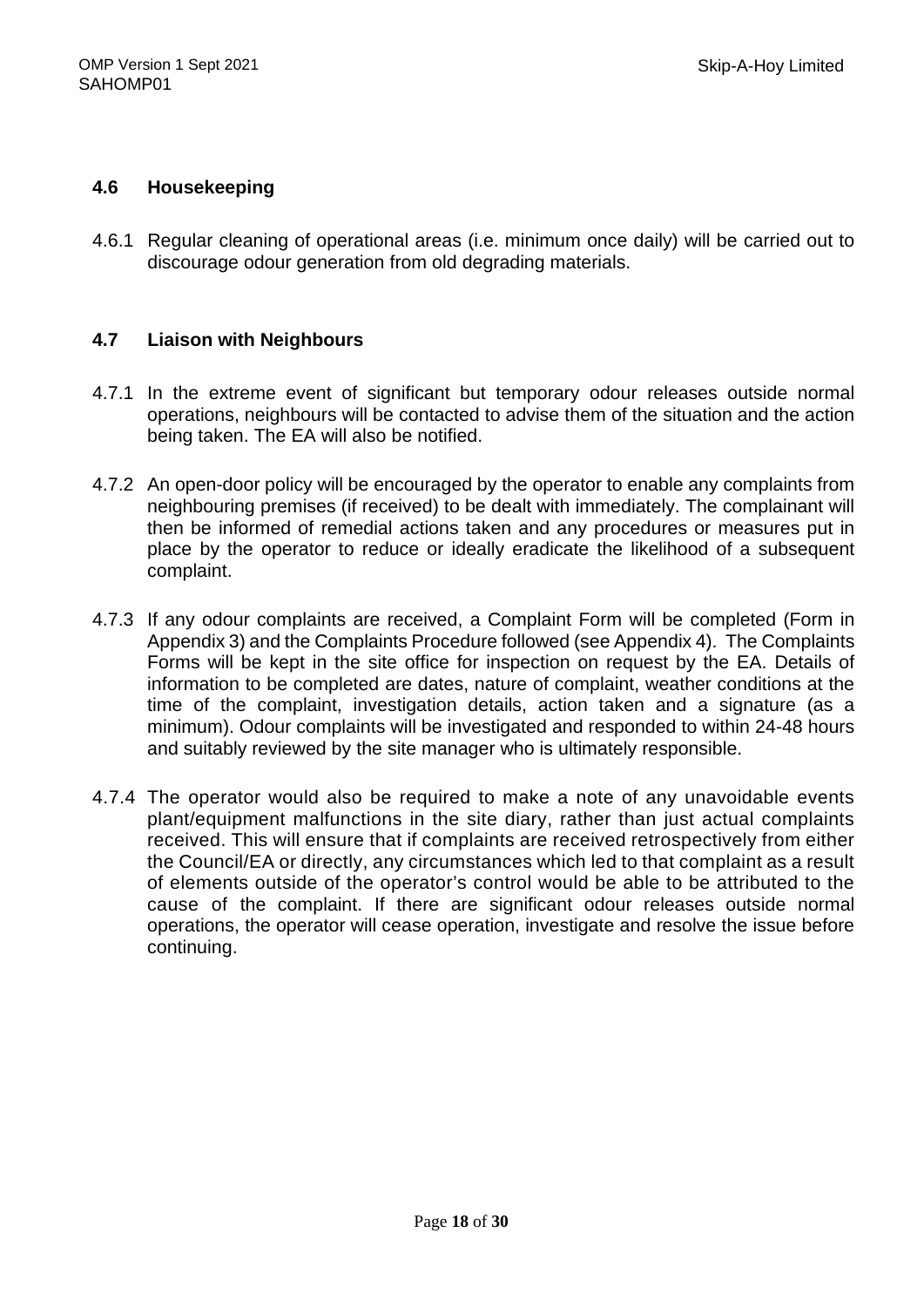### 4.6 Housekeeping

4.6.1 Regular cleaning of operational areas (i.e. minimum once daily) will be carried out to discourage odour generation from old degrading materials.

### 4.7 Liaison with Neighbours

4.7.1 In the extreme event of significant but temporary odour releases outside normal operations, neighbours will be contacted to advise them of the situation and the action being taken. The EA will also be notified.

4.7.2 An open-door policy will be encouraged by the operator to enable any complaints from neighbouring premises (if received) to be dealt with immediately. The complainant will then be informed of remedial actions taken and any procedures or measures put in place by the operator to reduce or ideally eradicate the likelihood of a subsequent complaint.

4.7.3 If any odour complaints are received, a Complaint Form will be completed (Form in Appendix 3) and the Complaints Procedure followed (see Appendix 4). The Complaints Forms will be kept in the site office for inspection on request by the EA. Details of information to be completed are dates, nature of complaint, weather conditions at the time of the complaint, investigation details, action taken and a signature (as a minimum). Odour complaints will be investigated and responded to within 24-48 hours and suitably reviewed by the site manager who is ultimately responsible.

4.7.4 The operator would also be required to make a note of any unavoidable events plant/equipment malfunctions in the site diary, rather than just actual complaints received. This will ensure that if complaints are received retrospectively from either the Council/EA or directly, any circumstances which led to that complaint as a result of elements outside of the operator's control would be able to be attributed to the cause of the complaint. If there are significant odour releases outside normal operations, the operator will cease operation, investigate and resolve the issue before continuing.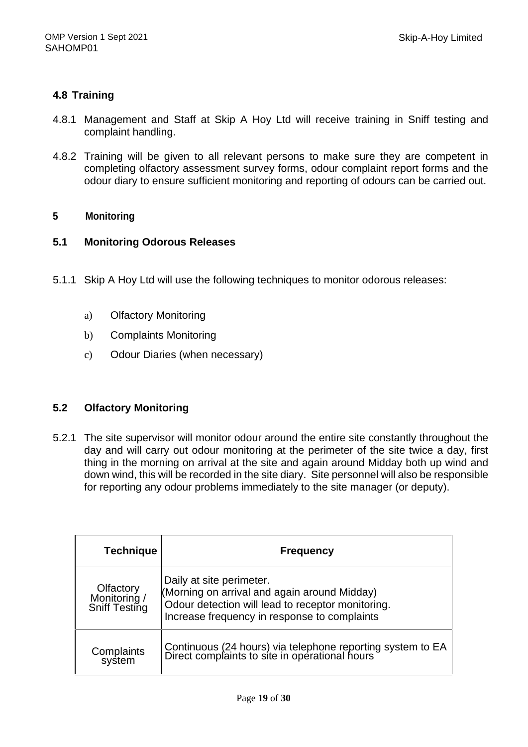### 4.8 Training

4.8.1 Management and Staff at Skip A Hoy Ltd will receive training in Sniff testing and complaint handling.

4.8.2 Training will be given to all relevant persons to make sure they are competent in completing olfactory assessment survey forms, odour complaint report forms and the odour diary to ensure sufficient monitoring and reporting of odours can be carried out.

## 5 Monitoring

### 5.1 Monitoring Odorous Releases

5.1.1 Skip A Hoy Ltd will use the following techniques to monitor odorous releases:

a) Olfactory Monitoring

b) Complaints Monitoring

c) Odour Diaries (when necessary)

### 5.2 Olfactory Monitoring

5.2.1 The site supervisor will monitor odour around the entire site constantly throughout the day and will carry out odour monitoring at the perimeter of the site twice a day, first thing in the morning on arrival at the site and again around Midday both up wind and down wind, this will be recorded in the site diary. Site personnel will also be responsible for reporting any odour problems immediately to the site manager (or deputy).

| Technique | Frequency |
|---|---|
| Olfactory Monitoring / Sniff Testing | Daily at site perimeter.<br>(Morning on arrival and again around Midday)<br>Odour detection will lead to receptor monitoring.<br>Increase frequency in response to complaints |
| Complaints system | Continuous (24 hours) via telephone reporting system to EA<br>Direct complaints to site in operational hours |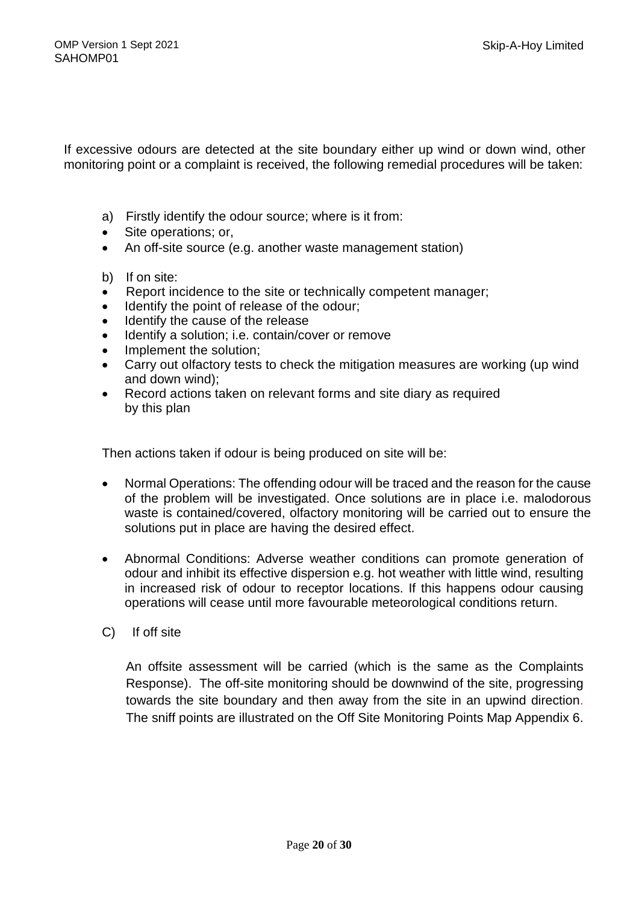If excessive odours are detected at the site boundary either up wind or down wind, other monitoring point or a complaint is received, the following remedial procedures will be taken:

a) Firstly identify the odour source; where is it from:

- Site operations; or,
- An off-site source (e.g. another waste management station)

b) If on site:

- Report incidence to the site or technically competent manager;
- Identify the point of release of the odour;
- Identify the cause of the release
- Identify a solution; i.e. contain/cover or remove
- Implement the solution;
- Carry out olfactory tests to check the mitigation measures are working (up wind and down wind);
- Record actions taken on relevant forms and site diary as required by this plan

Then actions taken if odour is being produced on site will be:

- Normal Operations: The offending odour will be traced and the reason for the cause of the problem will be investigated. Once solutions are in place i.e. malodorous waste is contained/covered, olfactory monitoring will be carried out to ensure the solutions put in place are having the desired effect.
- Abnormal Conditions: Adverse weather conditions can promote generation of odour and inhibit its effective dispersion e.g. hot weather with little wind, resulting in increased risk of odour to receptor locations. If this happens odour causing operations will cease until more favourable meteorological conditions return.

C) If off site

An offsite assessment will be carried (which is the same as the Complaints Response). The off-site monitoring should be downwind of the site, progressing towards the site boundary and then away from the site in an upwind direction. The sniff points are illustrated on the Off Site Monitoring Points Map Appendix 6.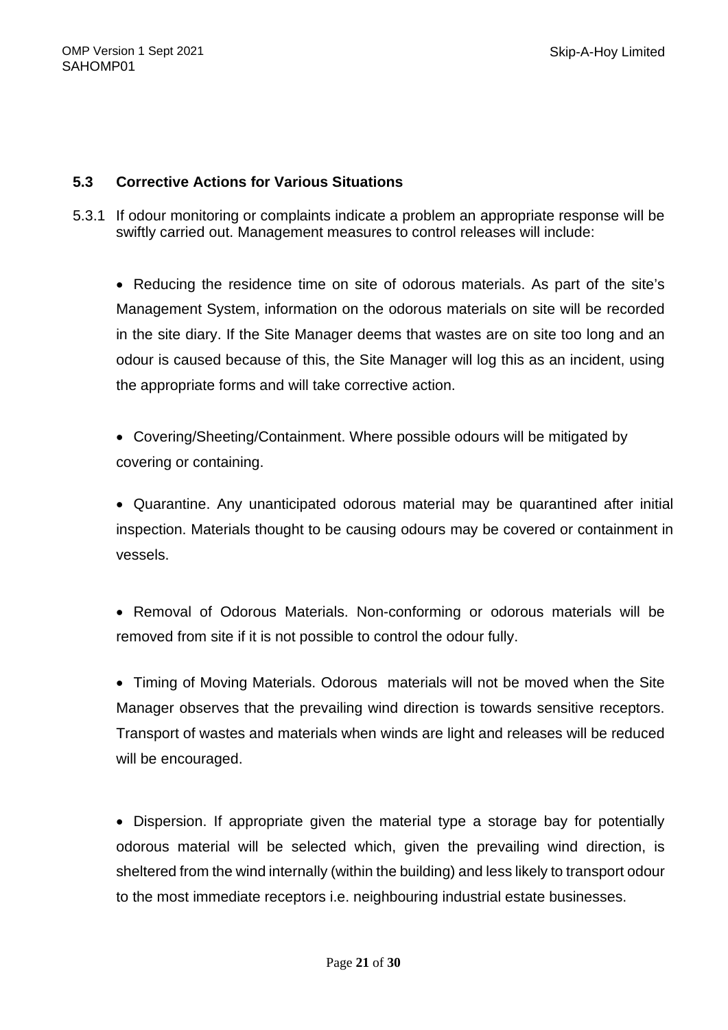### 5.3 Corrective Actions for Various Situations

5.3.1 If odour monitoring or complaints indicate a problem an appropriate response will be swiftly carried out. Management measures to control releases will include:

- Reducing the residence time on site of odorous materials. As part of the site's Management System, information on the odorous materials on site will be recorded in the site diary. If the Site Manager deems that wastes are on site too long and an odour is caused because of this, the Site Manager will log this as an incident, using the appropriate forms and will take corrective action.

- Covering/Sheeting/Containment. Where possible odours will be mitigated by covering or containing.

- Quarantine. Any unanticipated odorous material may be quarantined after initial inspection. Materials thought to be causing odours may be covered or containment in vessels.

- Removal of Odorous Materials. Non-conforming or odorous materials will be removed from site if it is not possible to control the odour fully.

- Timing of Moving Materials. Odorous materials will not be moved when the Site Manager observes that the prevailing wind direction is towards sensitive receptors. Transport of wastes and materials when winds are light and releases will be reduced will be encouraged.

- Dispersion. If appropriate given the material type a storage bay for potentially odorous material will be selected which, given the prevailing wind direction, is sheltered from the wind internally (within the building) and less likely to transport odour to the most immediate receptors i.e. neighbouring industrial estate businesses.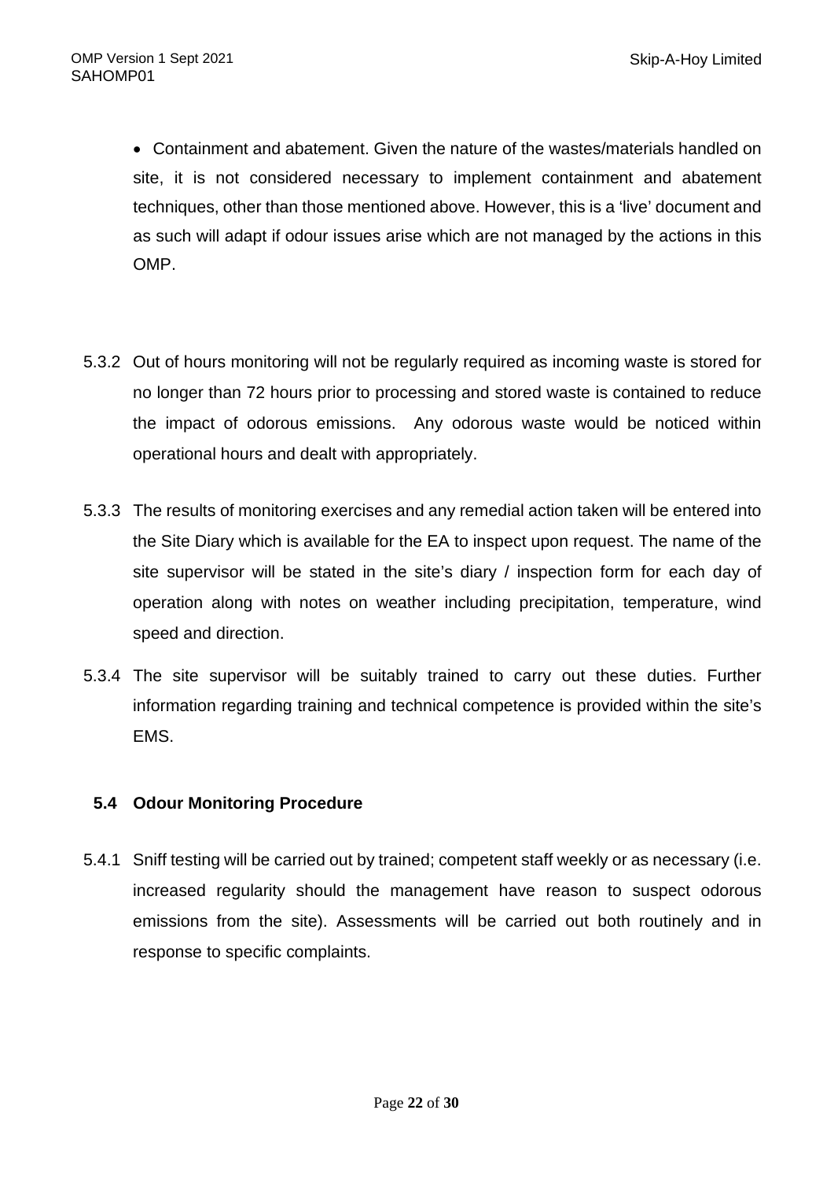- Containment and abatement. Given the nature of the wastes/materials handled on site, it is not considered necessary to implement containment and abatement techniques, other than those mentioned above. However, this is a 'live' document and as such will adapt if odour issues arise which are not managed by the actions in this OMP.

5.3.2 Out of hours monitoring will not be regularly required as incoming waste is stored for no longer than 72 hours prior to processing and stored waste is contained to reduce the impact of odorous emissions. Any odorous waste would be noticed within operational hours and dealt with appropriately.

5.3.3 The results of monitoring exercises and any remedial action taken will be entered into the Site Diary which is available for the EA to inspect upon request. The name of the site supervisor will be stated in the site's diary / inspection form for each day of operation along with notes on weather including precipitation, temperature, wind speed and direction.

5.3.4 The site supervisor will be suitably trained to carry out these duties. Further information regarding training and technical competence is provided within the site's EMS.

## 5.4 Odour Monitoring Procedure

5.4.1 Sniff testing will be carried out by trained; competent staff weekly or as necessary (i.e. increased regularity should the management have reason to suspect odorous emissions from the site). Assessments will be carried out both routinely and in response to specific complaints.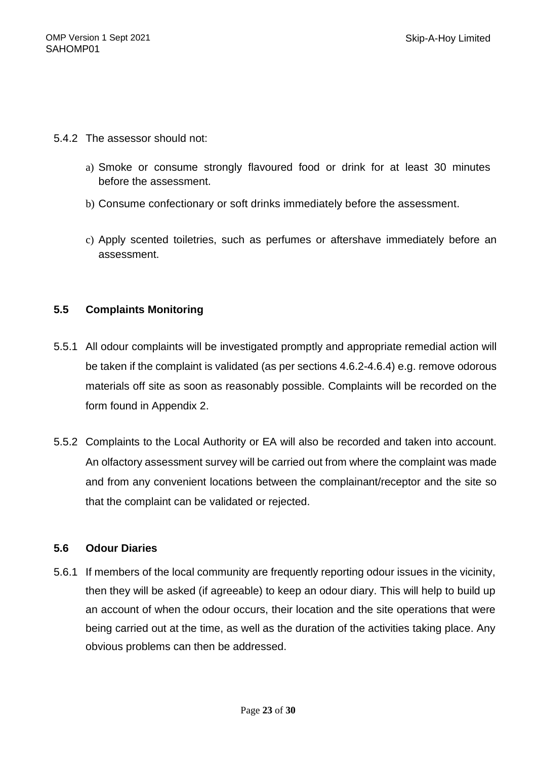5.4.2 The assessor should not:

a) Smoke or consume strongly flavoured food or drink for at least 30 minutes before the assessment.

b) Consume confectionary or soft drinks immediately before the assessment.

c) Apply scented toiletries, such as perfumes or aftershave immediately before an assessment.

### 5.5 Complaints Monitoring

5.5.1 All odour complaints will be investigated promptly and appropriate remedial action will be taken if the complaint is validated (as per sections 4.6.2-4.6.4) e.g. remove odorous materials off site as soon as reasonably possible. Complaints will be recorded on the form found in Appendix 2.

5.5.2 Complaints to the Local Authority or EA will also be recorded and taken into account. An olfactory assessment survey will be carried out from where the complaint was made and from any convenient locations between the complainant/receptor and the site so that the complaint can be validated or rejected.

### 5.6 Odour Diaries

5.6.1 If members of the local community are frequently reporting odour issues in the vicinity, then they will be asked (if agreeable) to keep an odour diary. This will help to build up an account of when the odour occurs, their location and the site operations that were being carried out at the time, as well as the duration of the activities taking place. Any obvious problems can then be addressed.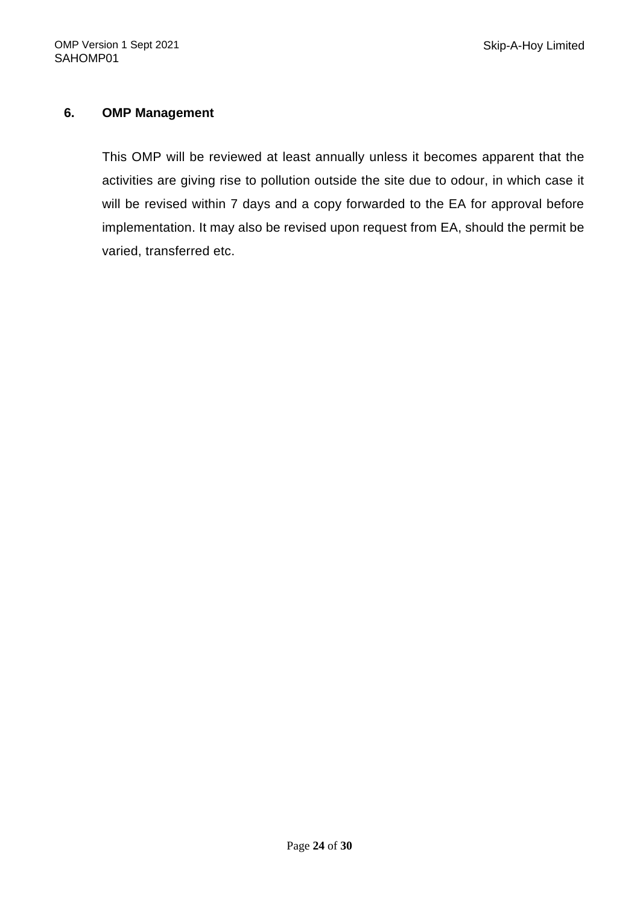## 6. OMP Management

This OMP will be reviewed at least annually unless it becomes apparent that the activities are giving rise to pollution outside the site due to odour, in which case it will be revised within 7 days and a copy forwarded to the EA for approval before implementation. It may also be revised upon request from EA, should the permit be varied, transferred etc.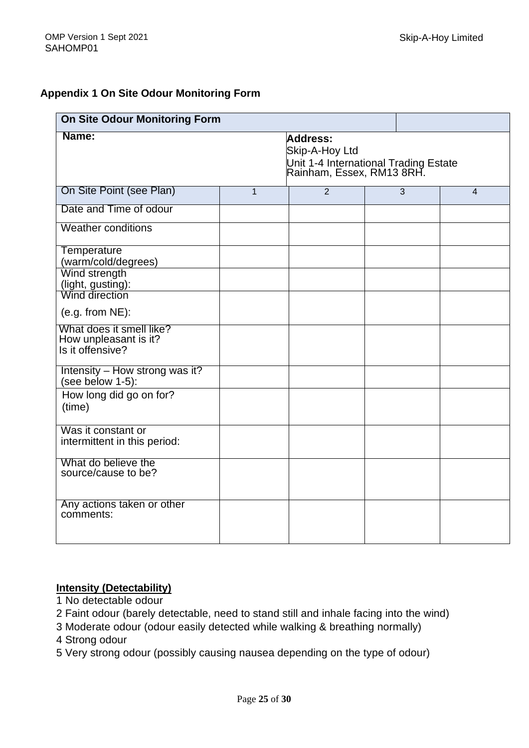## Appendix 1 On Site Odour Monitoring Form

| On Site Odour Monitoring Form | | | | |
|---|---|---|---|---|
| **Name:** | | **Address:** Skip-A-Hoy Ltd Unit 1-4 International Trading Estate Rainham, Essex, RM13 8RH. | | |
| On Site Point (see Plan) | 1 | 2 | 3 | 4 |
| Date and Time of odour | | | | |
| Weather conditions | | | | |
| Temperature (warm/cold/degrees) | | | | |
| Wind strength (light, gusting): | | | | |
| Wind direction (e.g. from NE): | | | | |
| What does it smell like? How unpleasant is it? Is it offensive? | | | | |
| Intensity – How strong was it? (see below 1-5): | | | | |
| How long did go on for? (time) | | | | |
| Was it constant or intermittent in this period: | | | | |
| What do believe the source/cause to be? | | | | |
| Any actions taken or other comments: | | | | |

**Intensity (Detectability)**

1 No detectable odour
2 Faint odour (barely detectable, need to stand still and inhale facing into the wind)
3 Moderate odour (odour easily detected while walking & breathing normally)
4 Strong odour
5 Very strong odour (possibly causing nausea depending on the type of odour)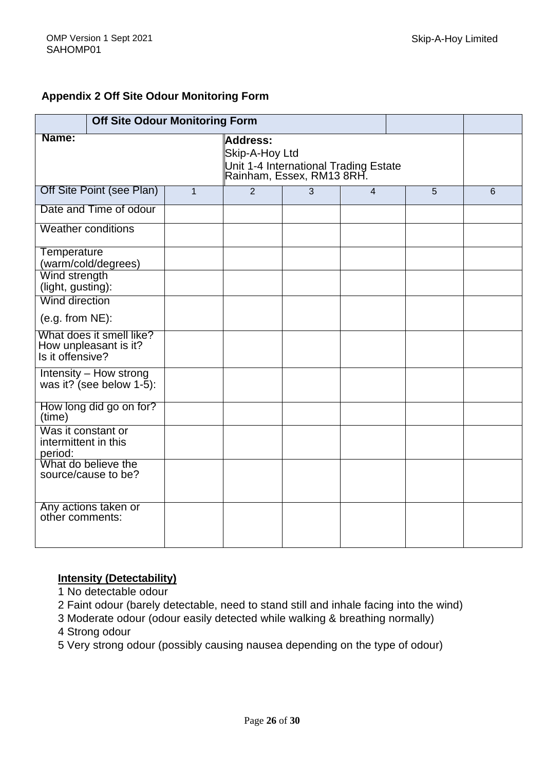### Appendix 2 Off Site Odour Monitoring Form

| | **Off Site Odour Monitoring Form** | | | | | |
|---|---|---|---|---|---|---|
| **Name:** | | **Address:** Skip-A-Hoy Ltd Unit 1-4 International Trading Estate Rainham, Essex, RM13 8RH. | | | | |
| Off Site Point (see Plan) | 1 | 2 | 3 | 4 | 5 | 6 |
| Date and Time of odour | | | | | | |
| Weather conditions | | | | | | |
| Temperature (warm/cold/degrees) | | | | | | |
| Wind strength (light, gusting): | | | | | | |
| Wind direction (e.g. from NE): | | | | | | |
| What does it smell like? How unpleasant is it? Is it offensive? | | | | | | |
| Intensity – How strong was it? (see below 1-5): | | | | | | |
| How long did go on for? (time) | | | | | | |
| Was it constant or intermittent in this period: | | | | | | |
| What do believe the source/cause to be? | | | | | | |
| Any actions taken or other comments: | | | | | | |

**Intensity (Detectability)**

1 No detectable odour
2 Faint odour (barely detectable, need to stand still and inhale facing into the wind)
3 Moderate odour (odour easily detected while walking & breathing normally)
4 Strong odour
5 Very strong odour (possibly causing nausea depending on the type of odour)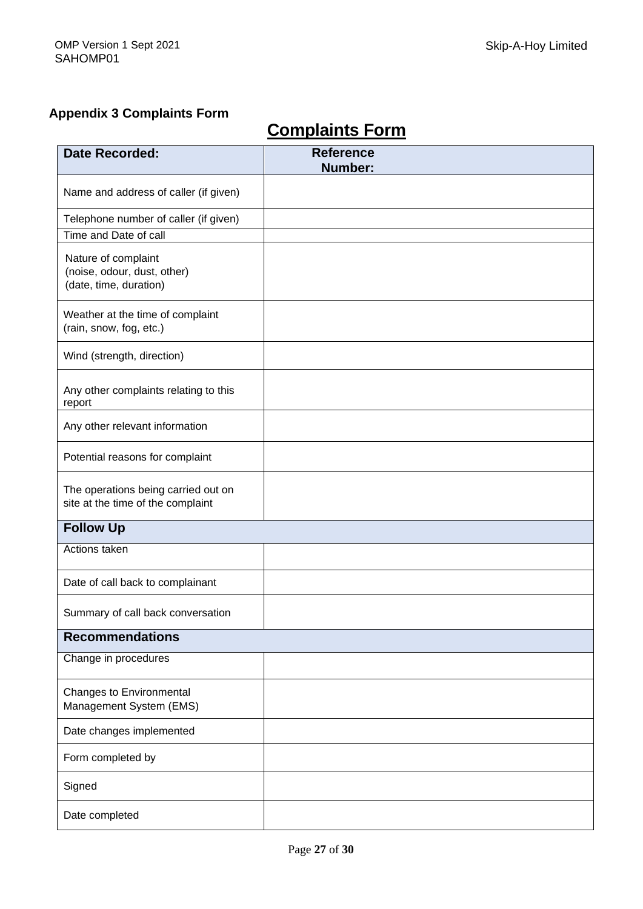### Appendix 3 Complaints Form

## Complaints Form

| **Date Recorded:** | **Reference Number:** |
|---|---|
| Name and address of caller (if given) | |
| Telephone number of caller (if given) | |
| Time and Date of call | |
| Nature of complaint (noise, odour, dust, other) (date, time, duration) | |
| Weather at the time of complaint (rain, snow, fog, etc.) | |
| Wind (strength, direction) | |
| Any other complaints relating to this report | |
| Any other relevant information | |
| Potential reasons for complaint | |
| The operations being carried out on site at the time of the complaint | |
| **Follow Up** | |
| Actions taken | |
| Date of call back to complainant | |
| Summary of call back conversation | |
| **Recommendations** | |
| Change in procedures | |
| Changes to Environmental Management System (EMS) | |
| Date changes implemented | |
| Form completed by | |
| Signed | |
| Date completed | |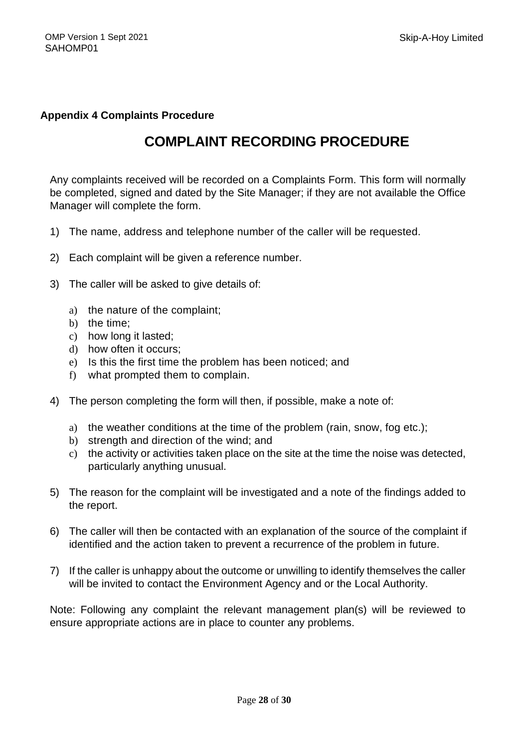**Appendix 4 Complaints Procedure**

# COMPLAINT RECORDING PROCEDURE

Any complaints received will be recorded on a Complaints Form. This form will normally be completed, signed and dated by the Site Manager; if they are not available the Office Manager will complete the form.

1) The name, address and telephone number of the caller will be requested.

2) Each complaint will be given a reference number.

3) The caller will be asked to give details of:

   a) the nature of the complaint;
   b) the time;
   c) how long it lasted;
   d) how often it occurs;
   e) Is this the first time the problem has been noticed; and
   f) what prompted them to complain.

4) The person completing the form will then, if possible, make a note of:

   a) the weather conditions at the time of the problem (rain, snow, fog etc.);
   b) strength and direction of the wind; and
   c) the activity or activities taken place on the site at the time the noise was detected, particularly anything unusual.

5) The reason for the complaint will be investigated and a note of the findings added to the report.

6) The caller will then be contacted with an explanation of the source of the complaint if identified and the action taken to prevent a recurrence of the problem in future.

7) If the caller is unhappy about the outcome or unwilling to identify themselves the caller will be invited to contact the Environment Agency and or the Local Authority.

Note: Following any complaint the relevant management plan(s) will be reviewed to ensure appropriate actions are in place to counter any problems.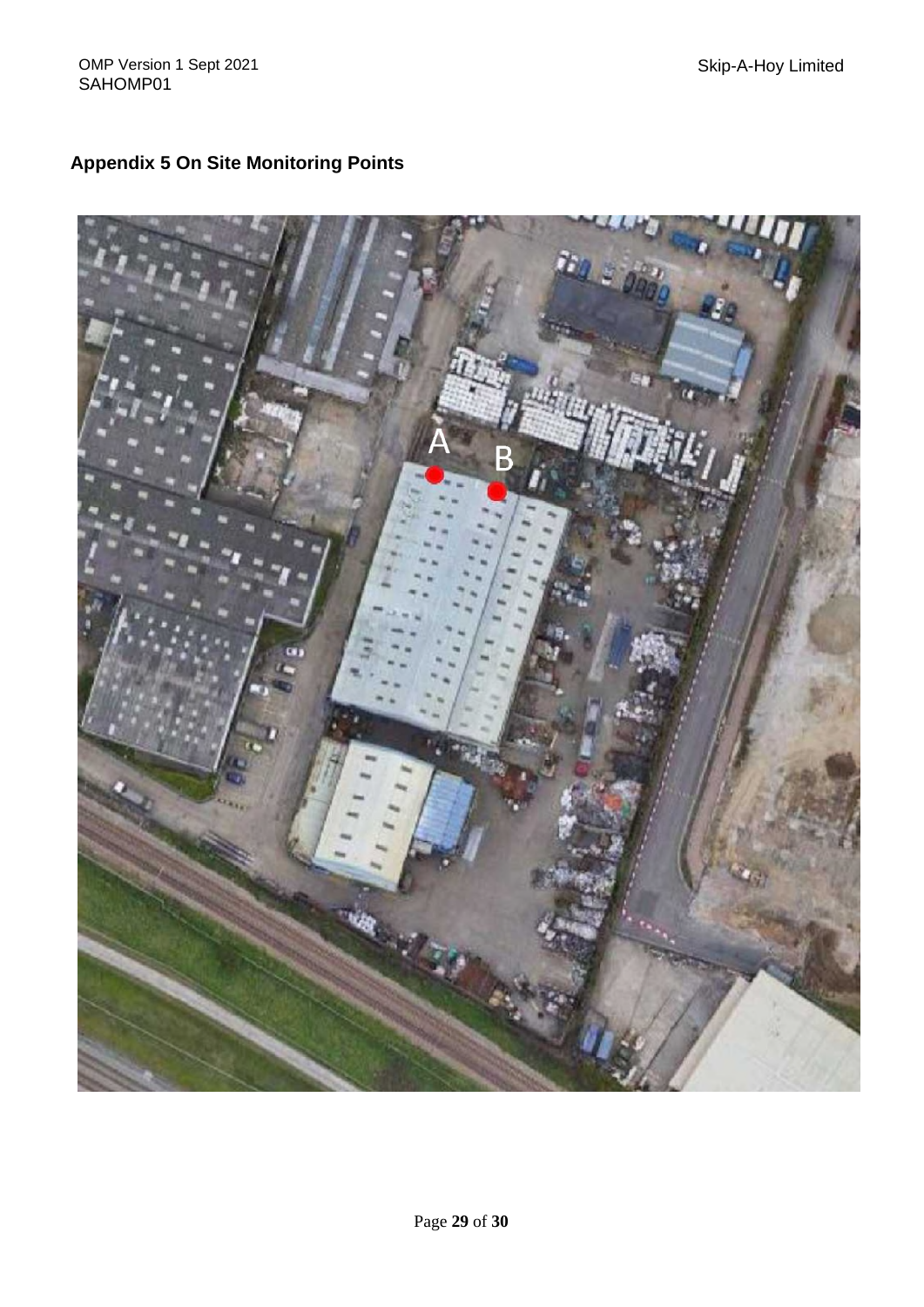**Appendix 5 On Site Monitoring Points**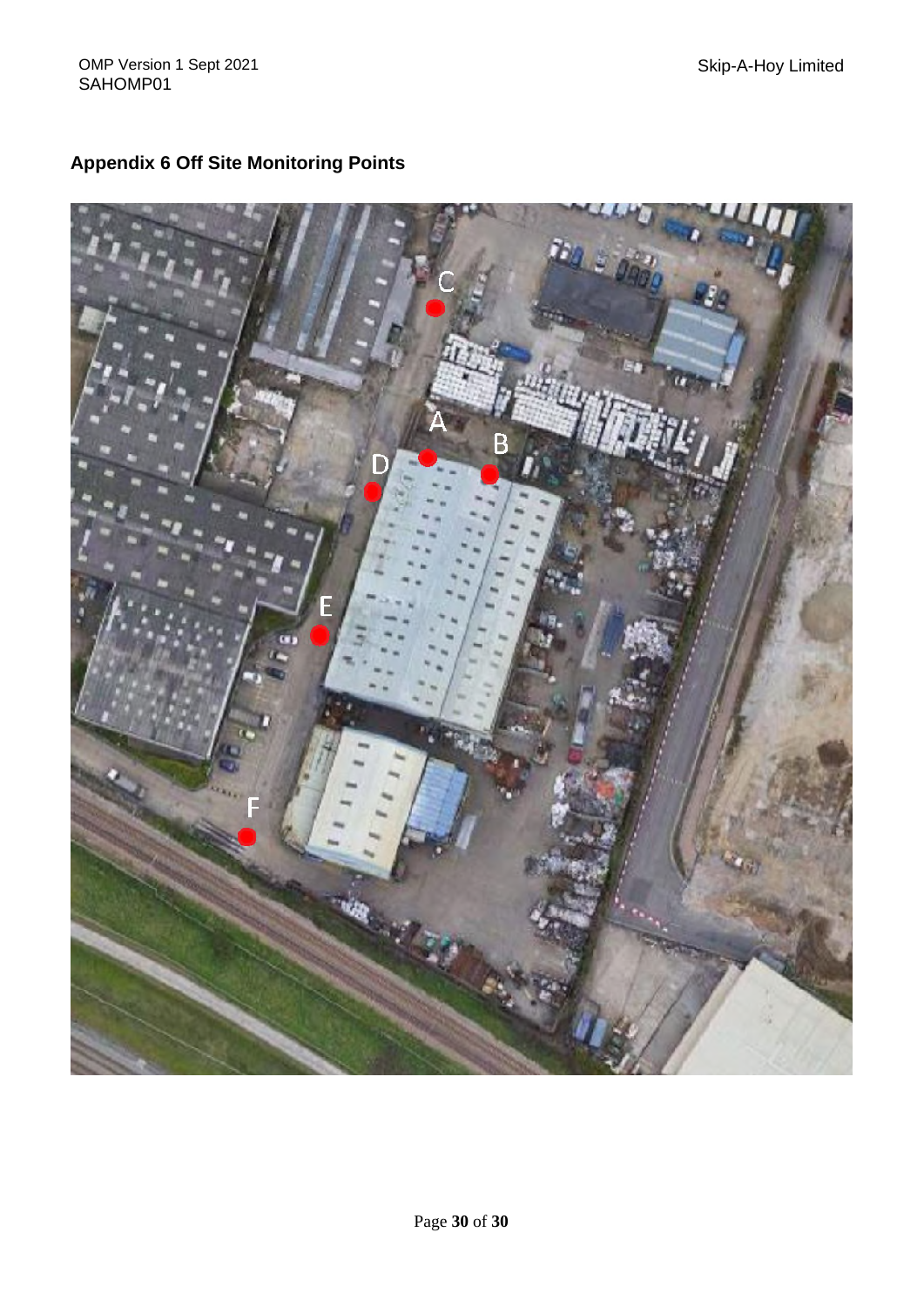## Appendix 6 Off Site Monitoring Points

C

A

B

D

E

F